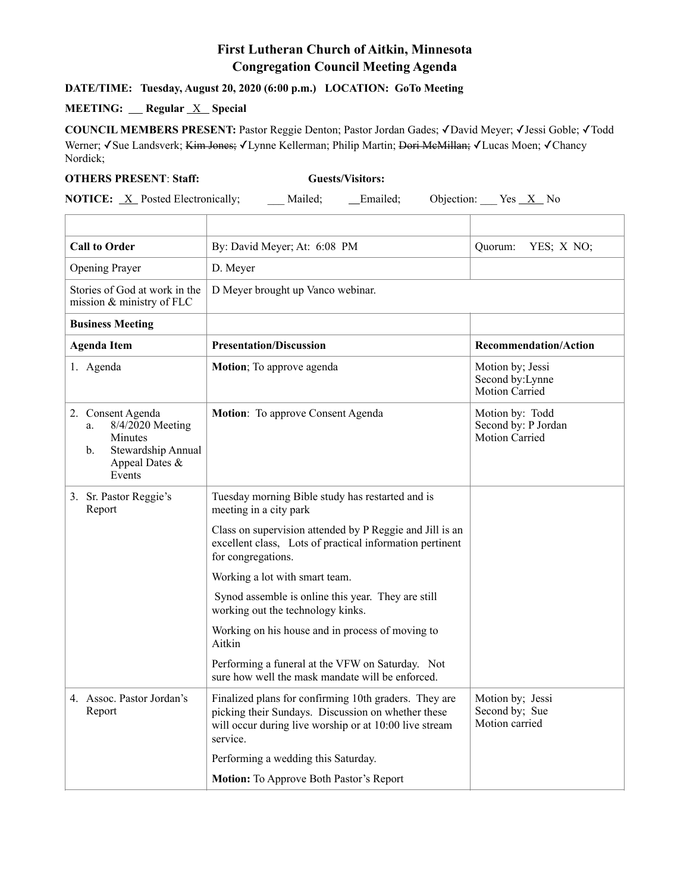# First Lutheran Church of Aitkin, Minnesota
## Congregation Council Meeting Agenda

**DATE/TIME: Tuesday, August 20, 2020 (6:00 p.m.) LOCATION: GoTo Meeting**

**MEETING: ___ Regular _X_ Special**

**COUNCIL MEMBERS PRESENT:** Pastor Reggie Denton; Pastor Jordan Gades; ✓David Meyer; ✓Jessi Goble; ✓Todd Werner; ✓Sue Landsverk; ~~Kim Jones;~~ ✓Lynne Kellerman; Philip Martin; ~~Dori McMillan;~~ ✓Lucas Moen; ✓Chancy Nordick;

**OTHERS PRESENT**: **Staff:** **Guests/Visitors:**

**NOTICE:** _X_ Posted Electronically; ___ Mailed; __Emailed; Objection: ___ Yes _X_ No

| | | |
|---|---|---|
| **Call to Order** | By: David Meyer; At: 6:08 PM | Quorum: YES; X NO; |
| Opening Prayer | D. Meyer | |
| Stories of God at work in the mission & ministry of FLC | D Meyer brought up Vanco webinar. | |
| **Business Meeting** | | |
| **Agenda Item** | **Presentation/Discussion** | **Recommendation/Action** |
| 1. Agenda | **Motion**; To approve agenda | Motion by; Jessi<br>Second by:Lynne<br>Motion Carried |
| 2. Consent Agenda<br>a. 8/4/2020 Meeting Minutes<br>b. Stewardship Annual Appeal Dates & Events | **Motion**: To approve Consent Agenda | Motion by: Todd<br>Second by: P Jordan<br>Motion Carried |
| 3. Sr. Pastor Reggie's Report | Tuesday morning Bible study has restarted and is meeting in a city park<br><br>Class on supervision attended by P Reggie and Jill is an excellent class, Lots of practical information pertinent for congregations.<br><br>Working a lot with smart team.<br><br>Synod assemble is online this year. They are still working out the technology kinks.<br><br>Working on his house and in process of moving to Aitkin<br><br>Performing a funeral at the VFW on Saturday. Not sure how well the mask mandate will be enforced. | |
| 4. Assoc. Pastor Jordan's Report | Finalized plans for confirming 10th graders. They are picking their Sundays. Discussion on whether these will occur during live worship or at 10:00 live stream service.<br><br>Performing a wedding this Saturday.<br><br>**Motion:** To Approve Both Pastor's Report | Motion by; Jessi<br>Second by; Sue<br>Motion carried |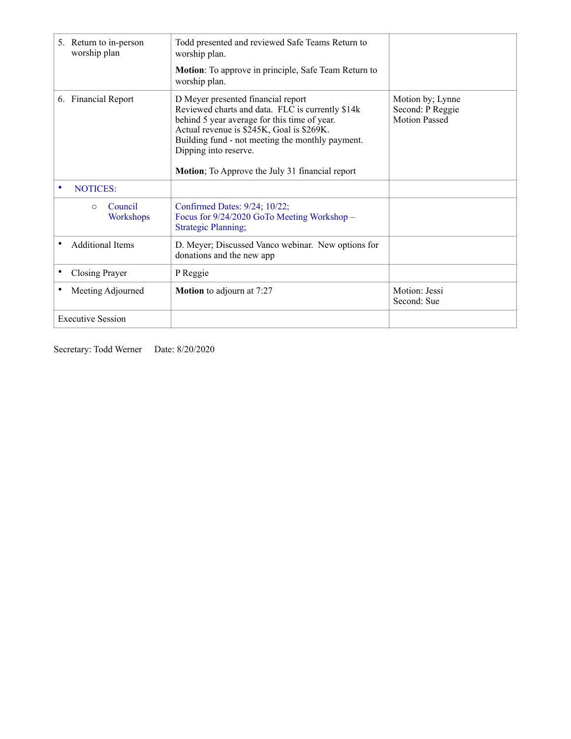| | | |
|---|---|---|
| 5. Return to in-person worship plan | Todd presented and reviewed Safe Teams Return to worship plan.<br><br>**Motion**: To approve in principle, Safe Team Return to worship plan. | |
| 6. Financial Report | D Meyer presented financial report<br>Reviewed charts and data. FLC is currently $14k behind 5 year average for this time of year.<br>Actual revenue is $245K, Goal is $269K.<br>Building fund - not meeting the monthly payment.<br>Dipping into reserve.<br><br>**Motion**; To Approve the July 31 financial report | Motion by; Lynne<br>Second: P Reggie<br>Motion Passed |
| • NOTICES: | | |
| ○ Council Workshops | Confirmed Dates: 9/24; 10/22;<br>Focus for 9/24/2020 GoTo Meeting Workshop – Strategic Planning; | |
| • Additional Items | D. Meyer; Discussed Vanco webinar. New options for donations and the new app | |
| • Closing Prayer | P Reggie | |
| • Meeting Adjourned | **Motion** to adjourn at 7:27 | Motion: Jessi<br>Second: Sue |
| Executive Session | | |

Secretary: Todd Werner Date: 8/20/2020